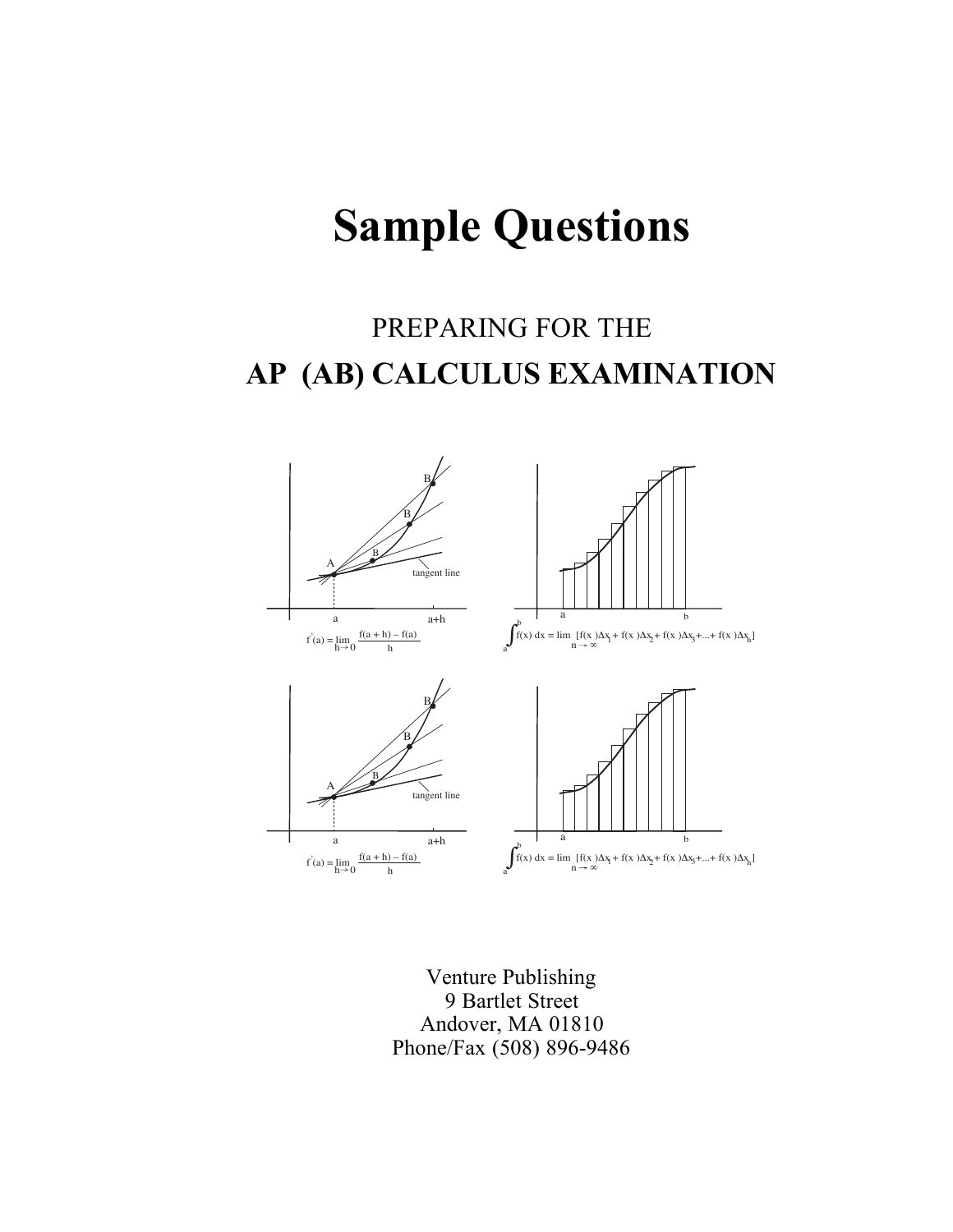# Sample Questions

## PREPARING FOR THE

## AP (AB) CALCULUS EXAMINATION

$$f'(a) = \lim_{h \to 0} \frac{f(a+h) - f(a)}{h}$$

$$\int_a^b f(x)\,dx = \lim_{n \to \infty} [f(x_1)\Delta x_1 + f(x_2)\Delta x_2 + f(x_3)\Delta x_3 + \ldots + f(x_n)\Delta x_n]$$

$$f'(a) = \lim_{h \to 0} \frac{f(a+h) - f(a)}{h}$$

$$\int_a^b f(x)\,dx = \lim_{n \to \infty} [f(x_1)\Delta x_1 + f(x_2)\Delta x_2 + f(x_3)\Delta x_3 + \ldots + f(x_n)\Delta x_n]$$

Venture Publishing
9 Bartlet Street
Andover, MA 01810
Phone/Fax (508) 896-9486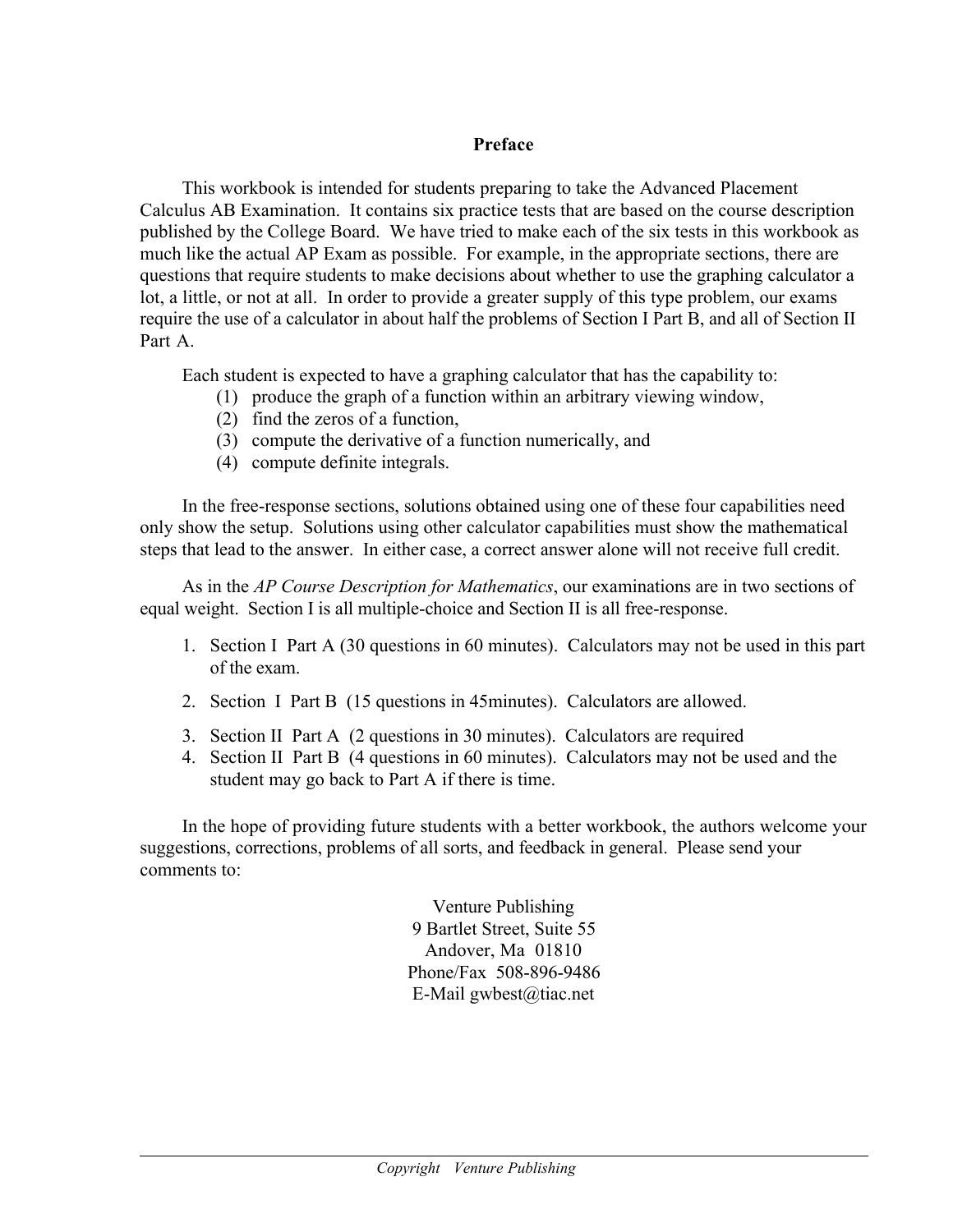# Preface

This workbook is intended for students preparing to take the Advanced Placement Calculus AB Examination. It contains six practice tests that are based on the course description published by the College Board. We have tried to make each of the six tests in this workbook as much like the actual AP Exam as possible. For example, in the appropriate sections, there are questions that require students to make decisions about whether to use the graphing calculator a lot, a little, or not at all. In order to provide a greater supply of this type problem, our exams require the use of a calculator in about half the problems of Section I Part B, and all of Section II Part A.

Each student is expected to have a graphing calculator that has the capability to:

(1) produce the graph of a function within an arbitrary viewing window,
(2) find the zeros of a function,
(3) compute the derivative of a function numerically, and
(4) compute definite integrals.

In the free-response sections, solutions obtained using one of these four capabilities need only show the setup. Solutions using other calculator capabilities must show the mathematical steps that lead to the answer. In either case, a correct answer alone will not receive full credit.

As in the *AP Course Description for Mathematics*, our examinations are in two sections of equal weight. Section I is all multiple-choice and Section II is all free-response.

1. Section I Part A (30 questions in 60 minutes). Calculators may not be used in this part of the exam.
2. Section I Part B (15 questions in 45minutes). Calculators are allowed.
3. Section II Part A (2 questions in 30 minutes). Calculators are required
4. Section II Part B (4 questions in 60 minutes). Calculators may not be used and the student may go back to Part A if there is time.

In the hope of providing future students with a better workbook, the authors welcome your suggestions, corrections, problems of all sorts, and feedback in general. Please send your comments to:

Venture Publishing
9 Bartlet Street, Suite 55
Andover, Ma 01810
Phone/Fax 508-896-9486
E-Mail gwbest@tiac.net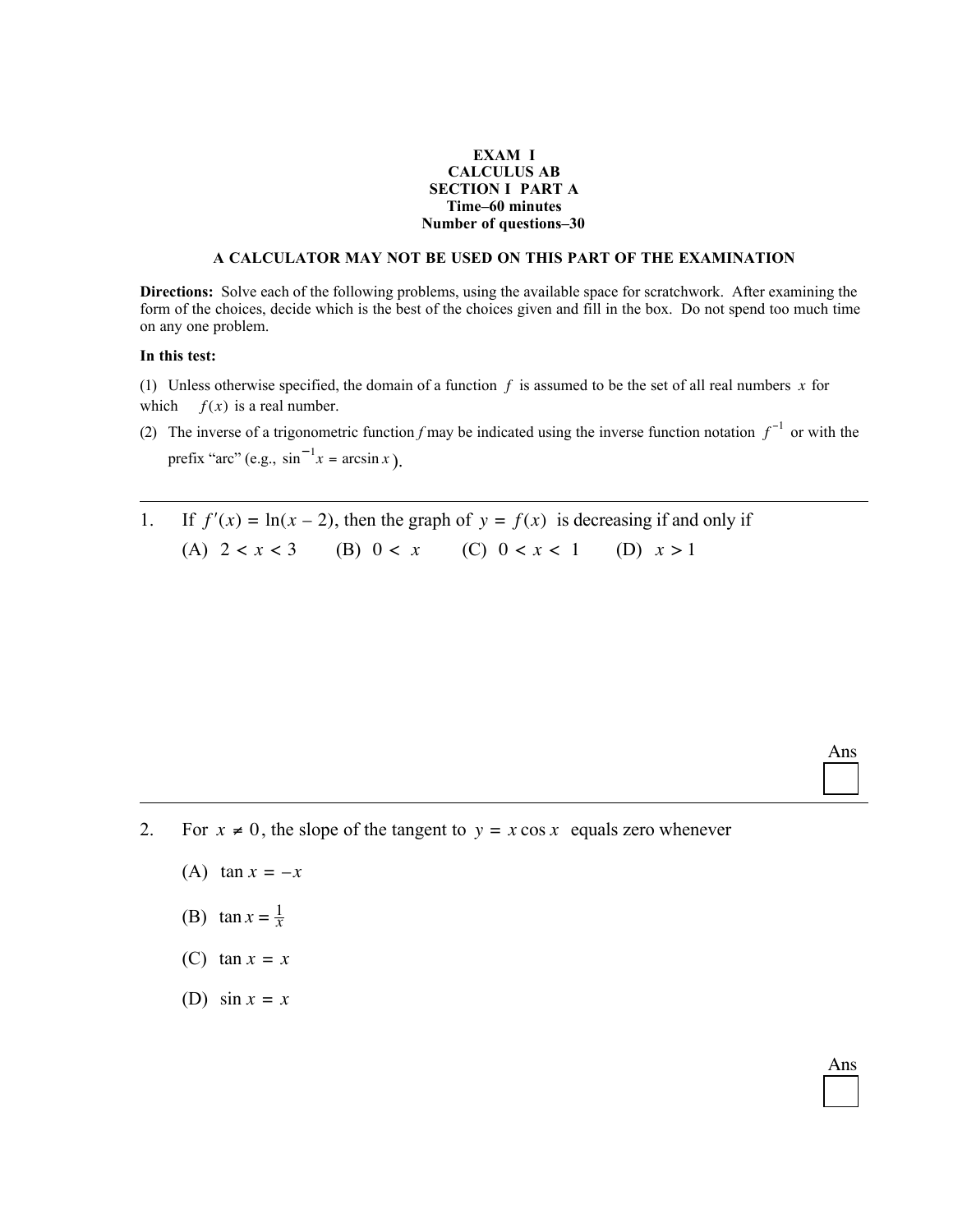**EXAM I**
**CALCULUS AB**
**SECTION I PART A**
**Time–60 minutes**
**Number of questions–30**

**A CALCULATOR MAY NOT BE USED ON THIS PART OF THE EXAMINATION**

**Directions:** Solve each of the following problems, using the available space for scratchwork. After examining the form of the choices, decide which is the best of the choices given and fill in the box. Do not spend too much time on any one problem.

**In this test:**

(1) Unless otherwise specified, the domain of a function $f$ is assumed to be the set of all real numbers $x$ for which $f(x)$ is a real number.

(2) The inverse of a trigonometric function $f$ may be indicated using the inverse function notation $f^{-1}$ or with the prefix "arc" (e.g., $\sin^{-1} x = \arcsin x$).

---

1. If $f'(x) = \ln(x - 2)$, then the graph of $y = f(x)$ is decreasing if and only if

   (A) $2 < x < 3$ (B) $0 < x$ (C) $0 < x < 1$ (D) $x > 1$

Ans

---

2. For $x \neq 0$, the slope of the tangent to $y = x \cos x$ equals zero whenever

   (A) $\tan x = -x$

   (B) $\tan x = \frac{1}{x}$

   (C) $\tan x = x$

   (D) $\sin x = x$

Ans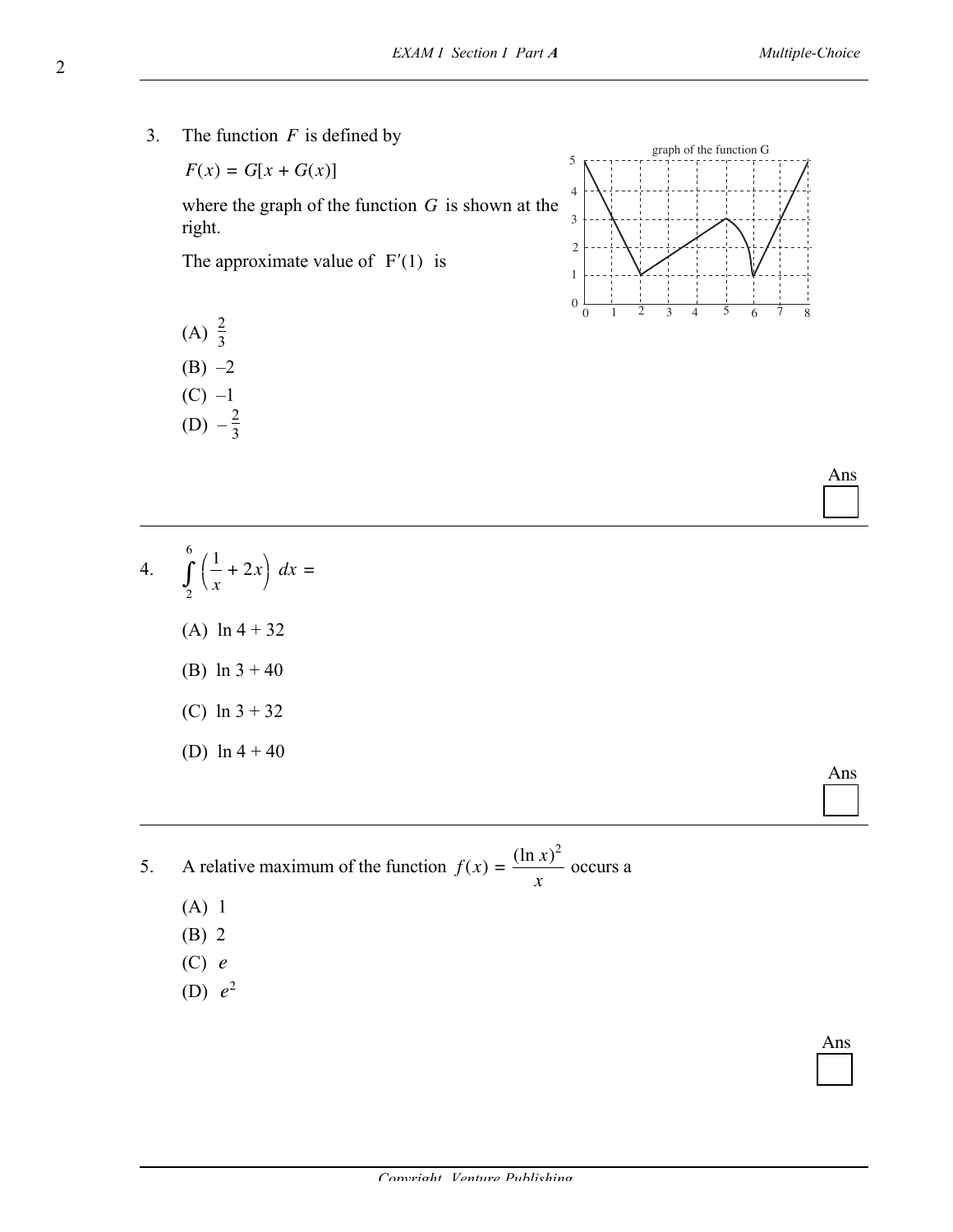3. The function $F$ is defined by

$F(x) = G[x + G(x)]$

where the graph of the function $G$ is shown at the right.

The approximate value of $F'(1)$ is

(A) $\frac{2}{3}$

(B) $-2$

(C) $-1$

(D) $-\frac{2}{3}$

Ans

---

4. $\int_2^6 \left(\frac{1}{x} + 2x\right)\, dx =$

(A) $\ln 4 + 32$

(B) $\ln 3 + 40$

(C) $\ln 3 + 32$

(D) $\ln 4 + 40$

Ans

---

5. A relative maximum of the function $f(x) = \dfrac{(\ln x)^2}{x}$ occurs a

(A) 1

(B) 2

(C) $e$

(D) $e^2$

Ans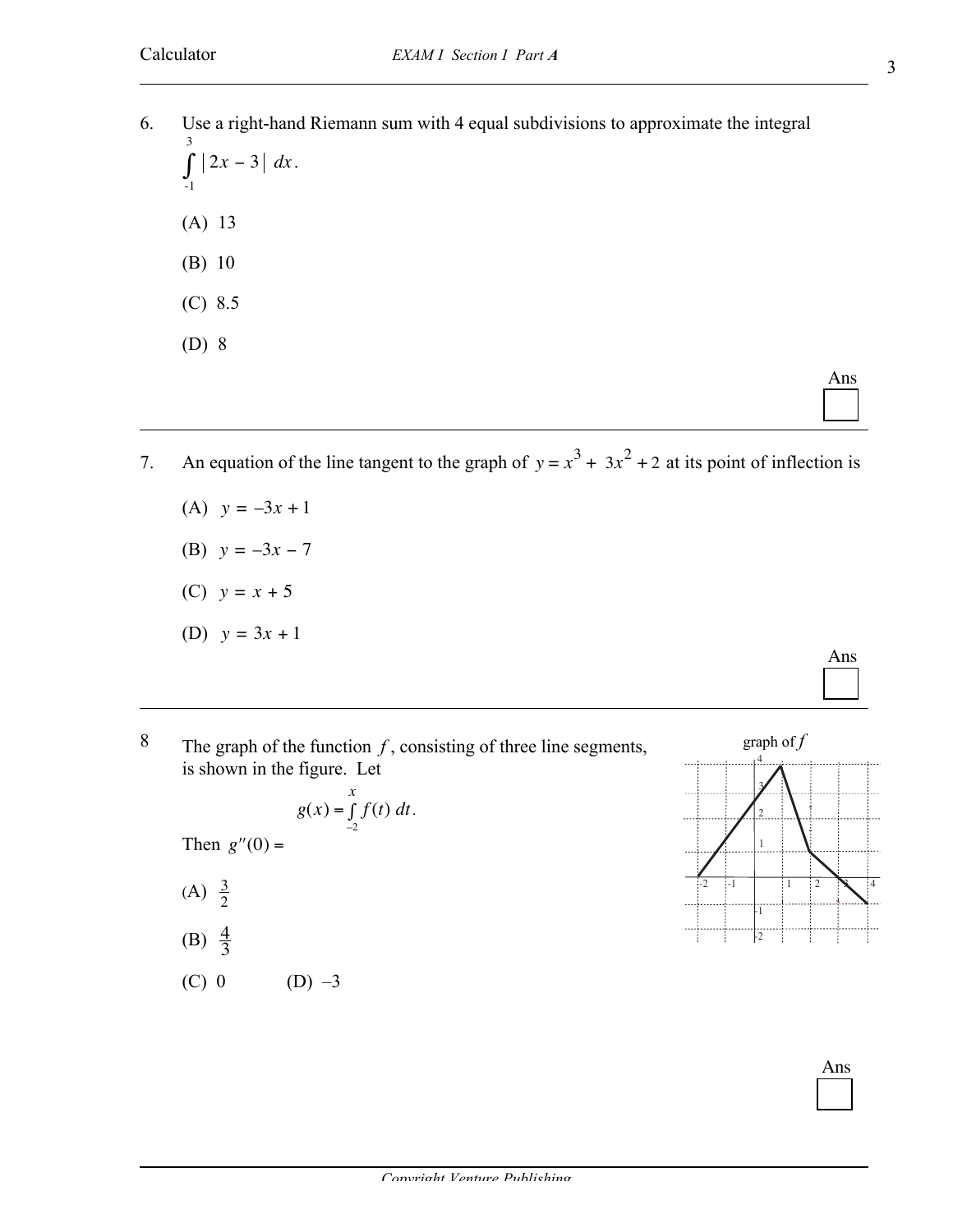6. Use a right-hand Riemann sum with 4 equal subdivisions to approximate the integral $\int_{-1}^{3} |2x - 3| \, dx$.

   (A) 13

   (B) 10

   (C) 8.5

   (D) 8

Ans

---

7. An equation of the line tangent to the graph of $y = x^3 + 3x^2 + 2$ at its point of inflection is

   (A) $y = -3x + 1$

   (B) $y = -3x - 7$

   (C) $y = x + 5$

   (D) $y = 3x + 1$

Ans

---

8 The graph of the function $f$, consisting of three line segments, is shown in the figure. Let

$$g(x) = \int_{-2}^{x} f(t) \, dt.$$

Then $g''(0) =$

(A) $\frac{3}{2}$

(B) $\frac{4}{3}$

(C) 0  (D) –3

graph of $f$

Ans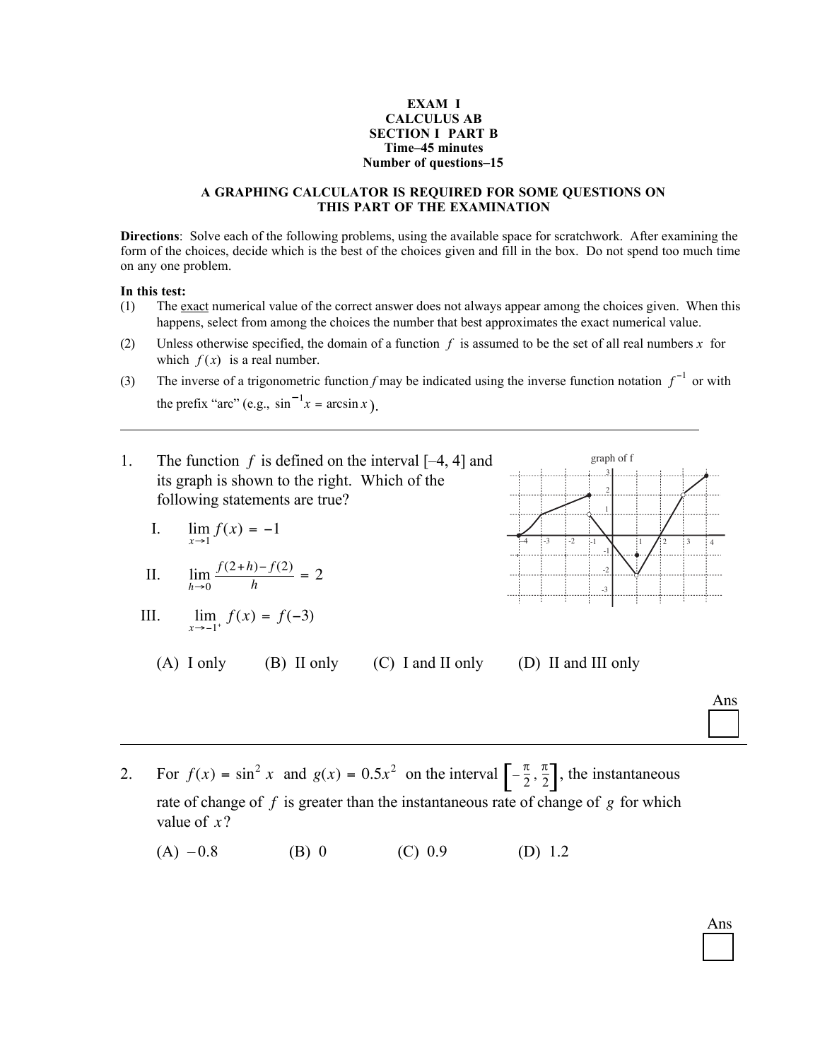**EXAM I**
**CALCULUS AB**
**SECTION I PART B**
**Time–45 minutes**
**Number of questions–15**

**A GRAPHING CALCULATOR IS REQUIRED FOR SOME QUESTIONS ON THIS PART OF THE EXAMINATION**

**Directions**: Solve each of the following problems, using the available space for scratchwork. After examining the form of the choices, decide which is the best of the choices given and fill in the box. Do not spend too much time on any one problem.

**In this test:**

(1) The exact numerical value of the correct answer does not always appear among the choices given. When this happens, select from among the choices the number that best approximates the exact numerical value.

(2) Unless otherwise specified, the domain of a function $f$ is assumed to be the set of all real numbers $x$ for which $f(x)$ is a real number.

(3) The inverse of a trigonometric function $f$ may be indicated using the inverse function notation $f^{-1}$ or with the prefix "arc" (e.g., $\sin^{-1} x = \arcsin x$).

---

1. The function $f$ is defined on the interval [–4, 4] and its graph is shown to the right. Which of the following statements are true?

graph of f

I. $\lim_{x \to 1} f(x) = -1$

II. $\lim_{h \to 0} \frac{f(2+h) - f(2)}{h} = 2$

III. $\lim_{x \to -1^+} f(x) = f(-3)$

(A) I only (B) II only (C) I and II only (D) II and III only

Ans

---

2. For $f(x) = \sin^2 x$ and $g(x) = 0.5x^2$ on the interval $\left[-\frac{\pi}{2}, \frac{\pi}{2}\right]$, the instantaneous rate of change of $f$ is greater than the instantaneous rate of change of $g$ for which value of $x$?

(A) $-0.8$ (B) 0 (C) 0.9 (D) 1.2

Ans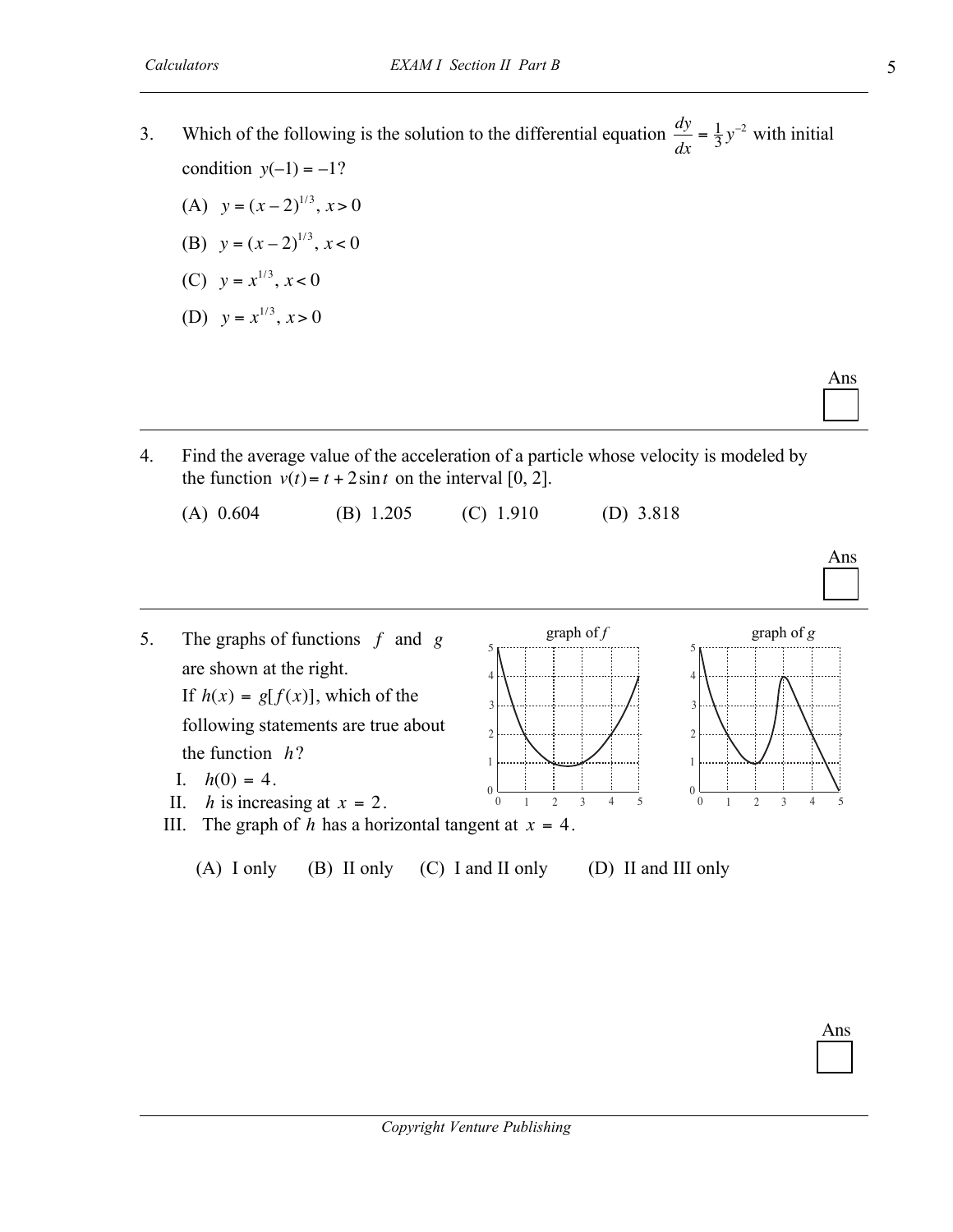3. Which of the following is the solution to the differential equation $\frac{dy}{dx} = \frac{1}{3}y^{-2}$ with initial condition $y(-1) = -1$?

   (A) $y = (x-2)^{1/3}$, $x > 0$

   (B) $y = (x-2)^{1/3}$, $x < 0$

   (C) $y = x^{1/3}$, $x < 0$

   (D) $y = x^{1/3}$, $x > 0$

Ans

---

4. Find the average value of the acceleration of a particle whose velocity is modeled by the function $v(t) = t + 2\sin t$ on the interval [0, 2].

   (A) 0.604 (B) 1.205 (C) 1.910 (D) 3.818

Ans

---

5. The graphs of functions $f$ and $g$ are shown at the right. If $h(x) = g[f(x)]$, which of the following statements are true about the function $h$?

   graph of $f$

   graph of $g$

   I. $h(0) = 4$.

   II. $h$ is increasing at $x = 2$.

   III. The graph of $h$ has a horizontal tangent at $x = 4$.

   (A) I only (B) II only (C) I and II only (D) II and III only

Ans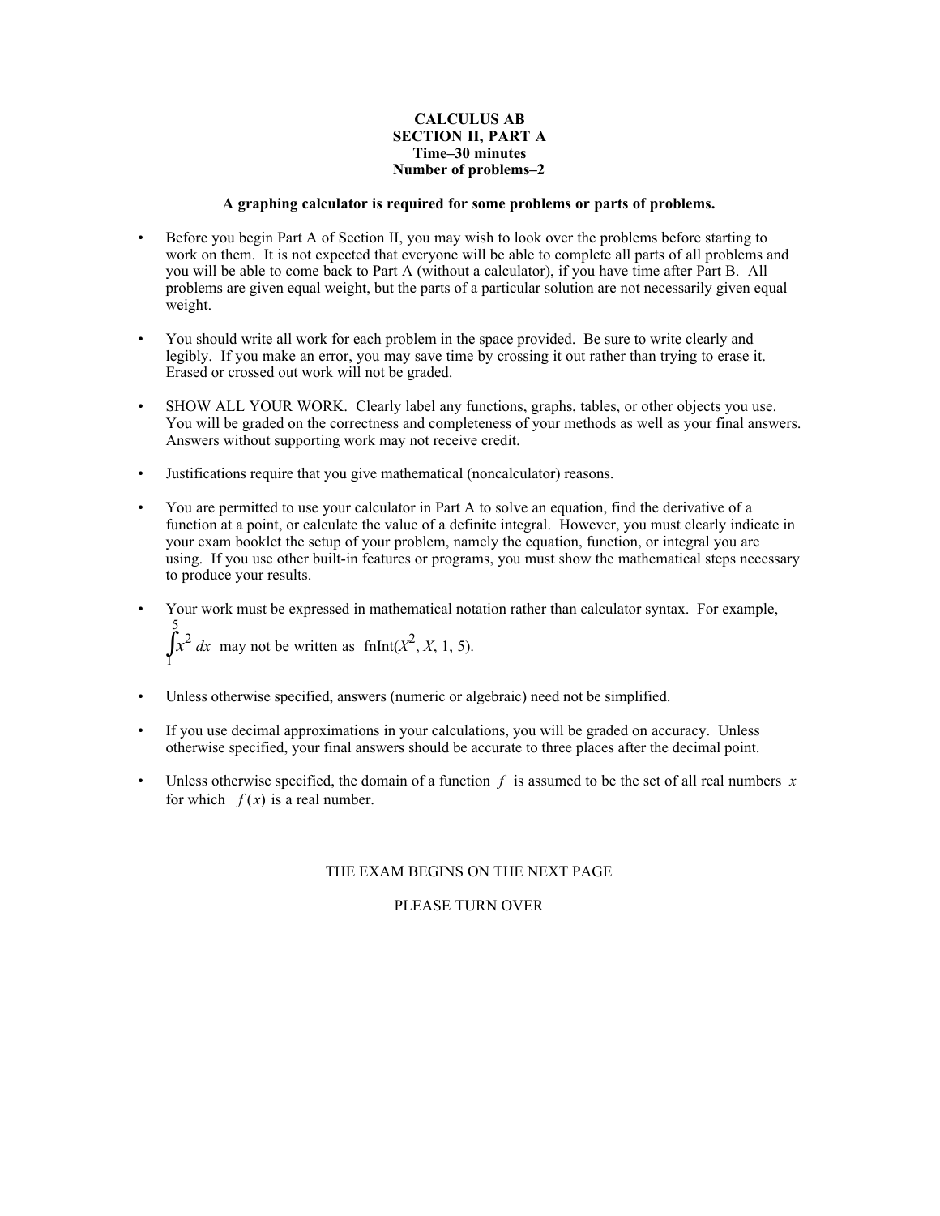**CALCULUS AB**
**SECTION II, PART A**
**Time–30 minutes**
**Number of problems–2**

**A graphing calculator is required for some problems or parts of problems.**

- Before you begin Part A of Section II, you may wish to look over the problems before starting to work on them. It is not expected that everyone will be able to complete all parts of all problems and you will be able to come back to Part A (without a calculator), if you have time after Part B. All problems are given equal weight, but the parts of a particular solution are not necessarily given equal weight.

- You should write all work for each problem in the space provided. Be sure to write clearly and legibly. If you make an error, you may save time by crossing it out rather than trying to erase it. Erased or crossed out work will not be graded.

- SHOW ALL YOUR WORK. Clearly label any functions, graphs, tables, or other objects you use. You will be graded on the correctness and completeness of your methods as well as your final answers. Answers without supporting work may not receive credit.

- Justifications require that you give mathematical (noncalculator) reasons.

- You are permitted to use your calculator in Part A to solve an equation, find the derivative of a function at a point, or calculate the value of a definite integral. However, you must clearly indicate in your exam booklet the setup of your problem, namely the equation, function, or integral you are using. If you use other built-in features or programs, you must show the mathematical steps necessary to produce your results.

- Your work must be expressed in mathematical notation rather than calculator syntax. For example, $\int_1^5 x^2 \, dx$ may not be written as fnInt($X^2$, $X$, 1, 5).

- Unless otherwise specified, answers (numeric or algebraic) need not be simplified.

- If you use decimal approximations in your calculations, you will be graded on accuracy. Unless otherwise specified, your final answers should be accurate to three places after the decimal point.

- Unless otherwise specified, the domain of a function $f$ is assumed to be the set of all real numbers $x$ for which $f(x)$ is a real number.

THE EXAM BEGINS ON THE NEXT PAGE

PLEASE TURN OVER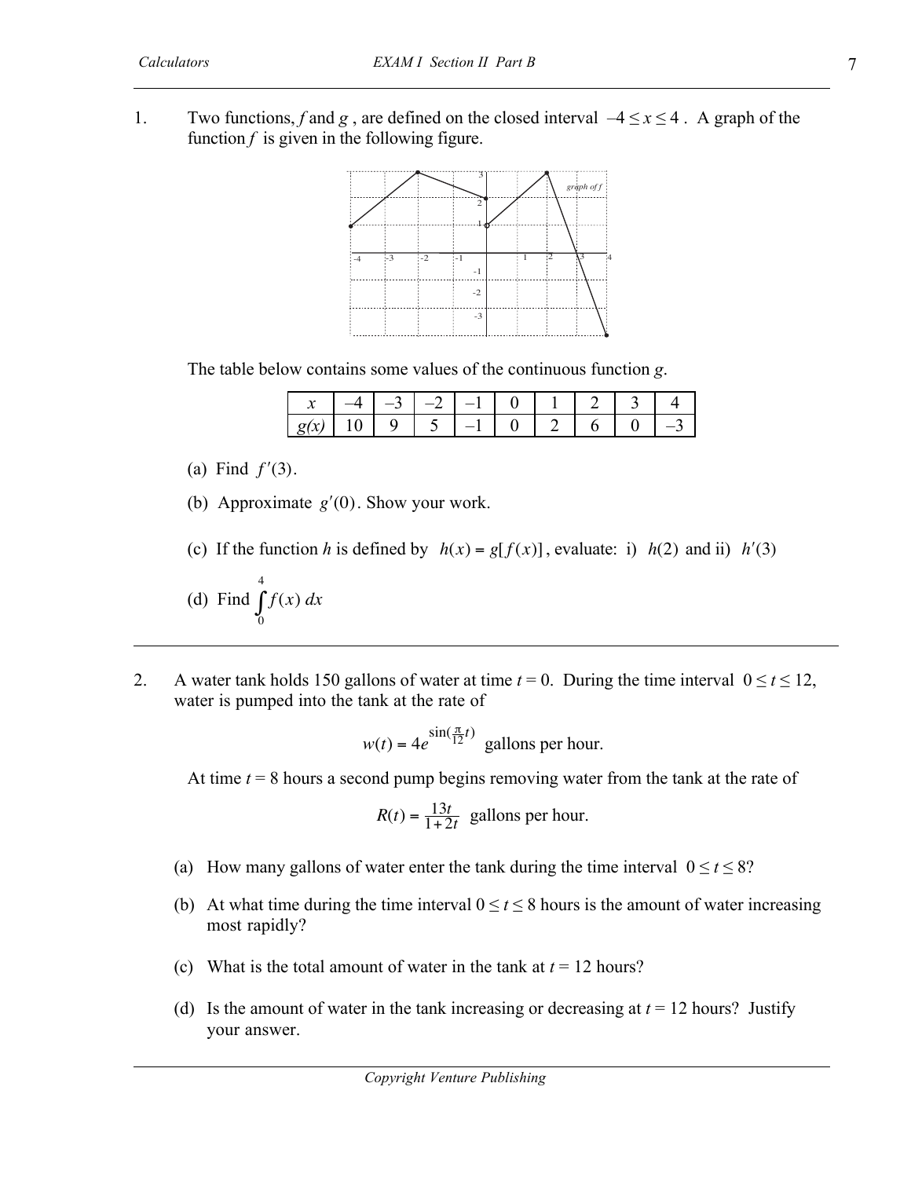1. Two functions, $f$ and $g$, are defined on the closed interval $-4 \le x \le 4$. A graph of the function $f$ is given in the following figure.

The table below contains some values of the continuous function $g$.

| $x$ | –4 | –3 | –2 | –1 | 0 | 1 | 2 | 3 | 4 |
|---|---|---|---|---|---|---|---|---|---|
| $g(x)$ | 10 | 9 | 5 | –1 | 0 | 2 | 6 | 0 | –3 |

(a) Find $f'(3)$.

(b) Approximate $g'(0)$. Show your work.

(c) If the function $h$ is defined by $h(x) = g[f(x)]$, evaluate: i) $h(2)$ and ii) $h'(3)$

(d) Find $\int_0^4 f(x)\,dx$

---

2. A water tank holds 150 gallons of water at time $t = 0$. During the time interval $0 \le t \le 12$, water is pumped into the tank at the rate of

$$w(t) = 4e^{\sin(\frac{\pi}{12}t)} \text{ gallons per hour.}$$

At time $t = 8$ hours a second pump begins removing water from the tank at the rate of

$$R(t) = \frac{13t}{1+2t} \text{ gallons per hour.}$$

(a) How many gallons of water enter the tank during the time interval $0 \le t \le 8$?

(b) At what time during the time interval $0 \le t \le 8$ hours is the amount of water increasing most rapidly?

(c) What is the total amount of water in the tank at $t = 12$ hours?

(d) Is the amount of water in the tank increasing or decreasing at $t = 12$ hours? Justify your answer.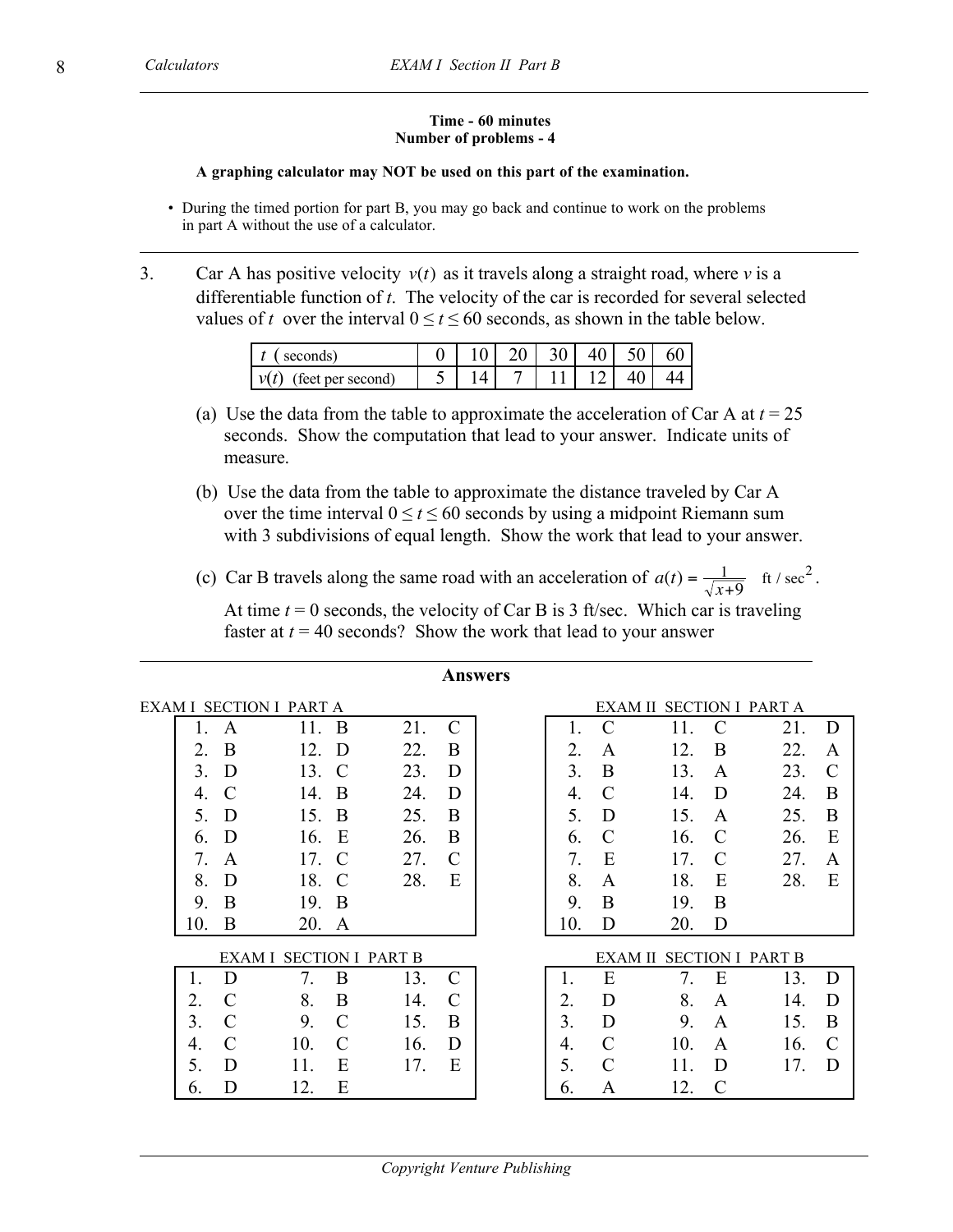Time - 60 minutes
Number of problems - 4

**A graphing calculator may NOT be used on this part of the examination.**

- During the timed portion for part B, you may go back and continue to work on the problems in part A without the use of a calculator.

---

3. Car A has positive velocity $v(t)$ as it travels along a straight road, where $v$ is a differentiable function of $t$. The velocity of the car is recorded for several selected values of $t$ over the interval $0 \le t \le 60$ seconds, as shown in the table below.

| $t$ ( seconds) | 0 | 10 | 20 | 30 | 40 | 50 | 60 |
|---|---|---|---|---|---|---|---|
| $v(t)$ (feet per second) | 5 | 14 | 7 | 11 | 12 | 40 | 44 |

(a) Use the data from the table to approximate the acceleration of Car A at $t = 25$ seconds. Show the computation that lead to your answer. Indicate units of measure.

(b) Use the data from the table to approximate the distance traveled by Car A over the time interval $0 \le t \le 60$ seconds by using a midpoint Riemann sum with 3 subdivisions of equal length. Show the work that lead to your answer.

(c) Car B travels along the same road with an acceleration of $a(t) = \frac{1}{\sqrt{x+9}}$ ft / sec$^2$.

At time $t = 0$ seconds, the velocity of Car B is 3 ft/sec. Which car is traveling faster at $t = 40$ seconds? Show the work that lead to your answer

---

## Answers

EXAM I SECTION I PART A

| | | |
|---|---|---|
| 1. A | 11. B | 21. C |
| 2. B | 12. D | 22. B |
| 3. D | 13. C | 23. D |
| 4. C | 14. B | 24. D |
| 5. D | 15. B | 25. B |
| 6. D | 16. E | 26. B |
| 7. A | 17. C | 27. C |
| 8. D | 18. C | 28. E |
| 9. B | 19. B | |
| 10. B | 20. A | |

EXAM I SECTION I PART B

| | | |
|---|---|---|
| 1. D | 7. B | 13. C |
| 2. C | 8. B | 14. C |
| 3. C | 9. C | 15. B |
| 4. C | 10. C | 16. D |
| 5. D | 11. E | 17. E |
| 6. D | 12. E | |

EXAM II SECTION I PART A

| | | |
|---|---|---|
| 1. C | 11. C | 21. D |
| 2. A | 12. B | 22. A |
| 3. B | 13. A | 23. C |
| 4. C | 14. D | 24. B |
| 5. D | 15. A | 25. B |
| 6. C | 16. C | 26. E |
| 7. E | 17. C | 27. A |
| 8. A | 18. E | 28. E |
| 9. B | 19. B | |
| 10. D | 20. D | |

EXAM II SECTION I PART B

| | | |
|---|---|---|
| 1. E | 7. E | 13. D |
| 2. D | 8. A | 14. D |
| 3. D | 9. A | 15. B |
| 4. C | 10. A | 16. C |
| 5. C | 11. D | 17. D |
| 6. A | 12. C | |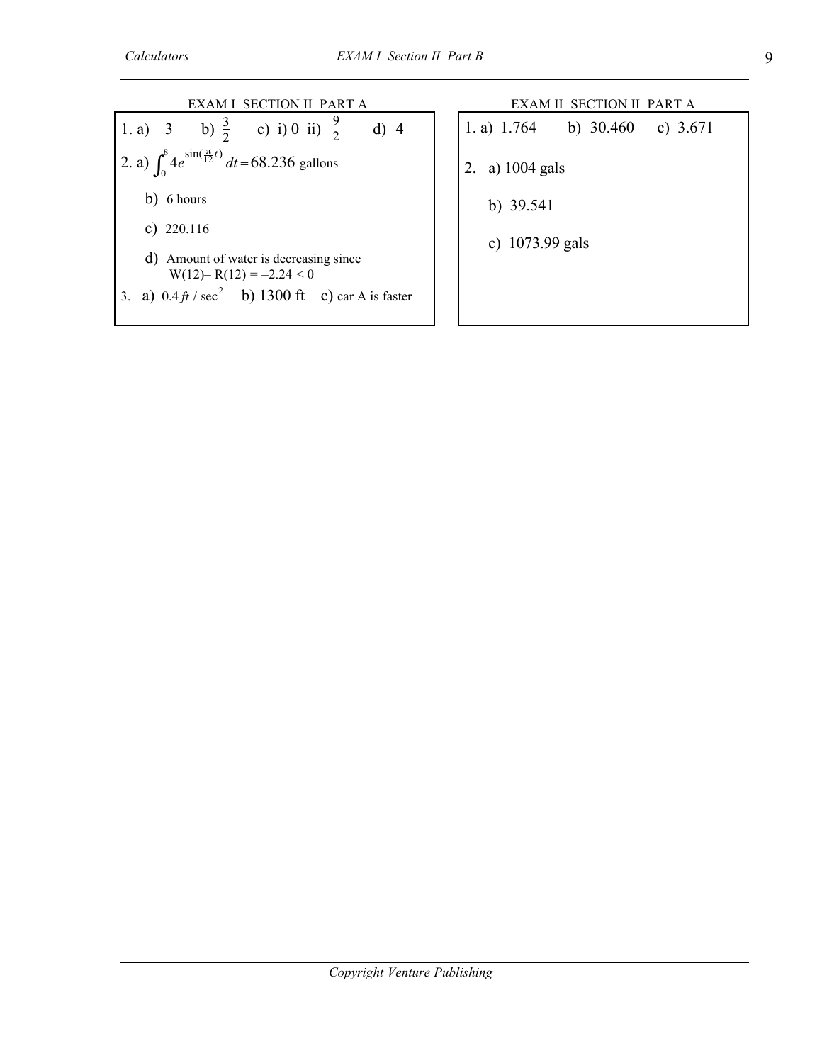### EXAM I SECTION II PART A

1. a) $-3$ b) $\frac{3}{2}$ c) i) 0 ii) $-\frac{9}{2}$ d) 4

2. a) $\int_0^8 4e^{\sin(\frac{\pi}{12}t)}\,dt = 68.236$ gallons

   b) 6 hours

   c) 220.116

   d) Amount of water is decreasing since $W(12) - R(12) = -2.24 < 0$

3. a) $0.4\,ft/\sec^2$ b) 1300 ft c) car A is faster

### EXAM II SECTION II PART A

1. a) 1.764 b) 30.460 c) 3.671

2. a) 1004 gals

   b) 39.541

   c) 1073.99 gals